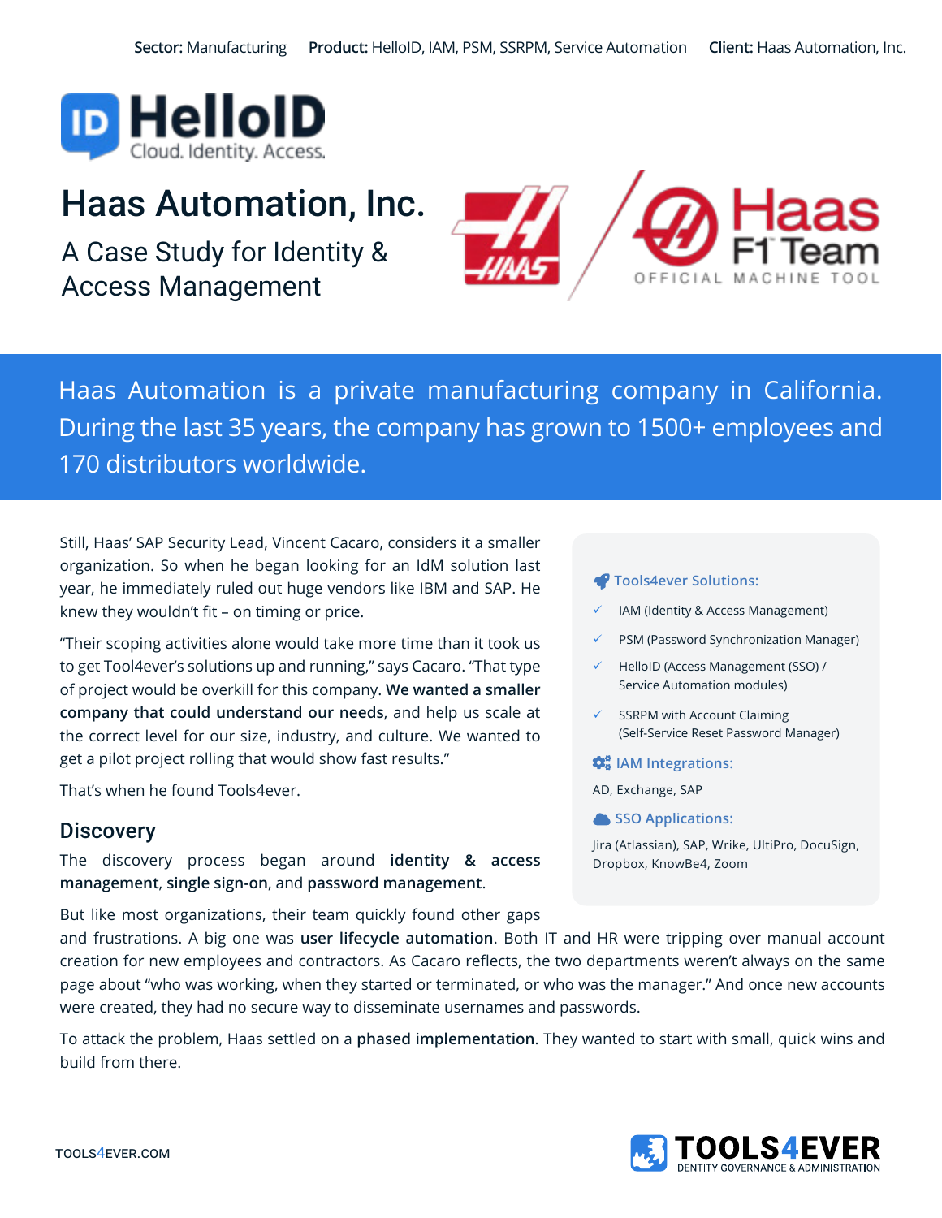**Sector:** Manufacturing **Product:** HelloID, IAM, PSM, SSRPM, Service Automation **Client:** Haas Automation, Inc.

HelloID
Cloud. Identity. Access.

# Haas Automation, Inc.

## A Case Study for Identity & Access Management

Haas Automation is a private manufacturing company in California. During the last 35 years, the company has grown to 1500+ employees and 170 distributors worldwide.

Still, Haas' SAP Security Lead, Vincent Cacaro, considers it a smaller organization. So when he began looking for an IdM solution last year, he immediately ruled out huge vendors like IBM and SAP. He knew they wouldn't fit – on timing or price.

"Their scoping activities alone would take more time than it took us to get Tool4ever's solutions up and running," says Cacaro. "That type of project would be overkill for this company. **We wanted a smaller company that could understand our needs**, and help us scale at the correct level for our size, industry, and culture. We wanted to get a pilot project rolling that would show fast results."

That's when he found Tools4ever.

**Tools4ever Solutions:**

- ✓ IAM (Identity & Access Management)
- ✓ PSM (Password Synchronization Manager)
- ✓ HelloID (Access Management (SSO) / Service Automation modules)
- ✓ SSRPM with Account Claiming (Self-Service Reset Password Manager)

**IAM Integrations:**

AD, Exchange, SAP

**SSO Applications:**

Jira (Atlassian), SAP, Wrike, UltiPro, DocuSign, Dropbox, KnowBe4, Zoom

## Discovery

The discovery process began around **identity & access management**, **single sign-on**, and **password management**.

But like most organizations, their team quickly found other gaps and frustrations. A big one was **user lifecycle automation**. Both IT and HR were tripping over manual account creation for new employees and contractors. As Cacaro reflects, the two departments weren't always on the same page about "who was working, when they started or terminated, or who was the manager." And once new accounts were created, they had no secure way to disseminate usernames and passwords.

To attack the problem, Haas settled on a **phased implementation**. They wanted to start with small, quick wins and build from there.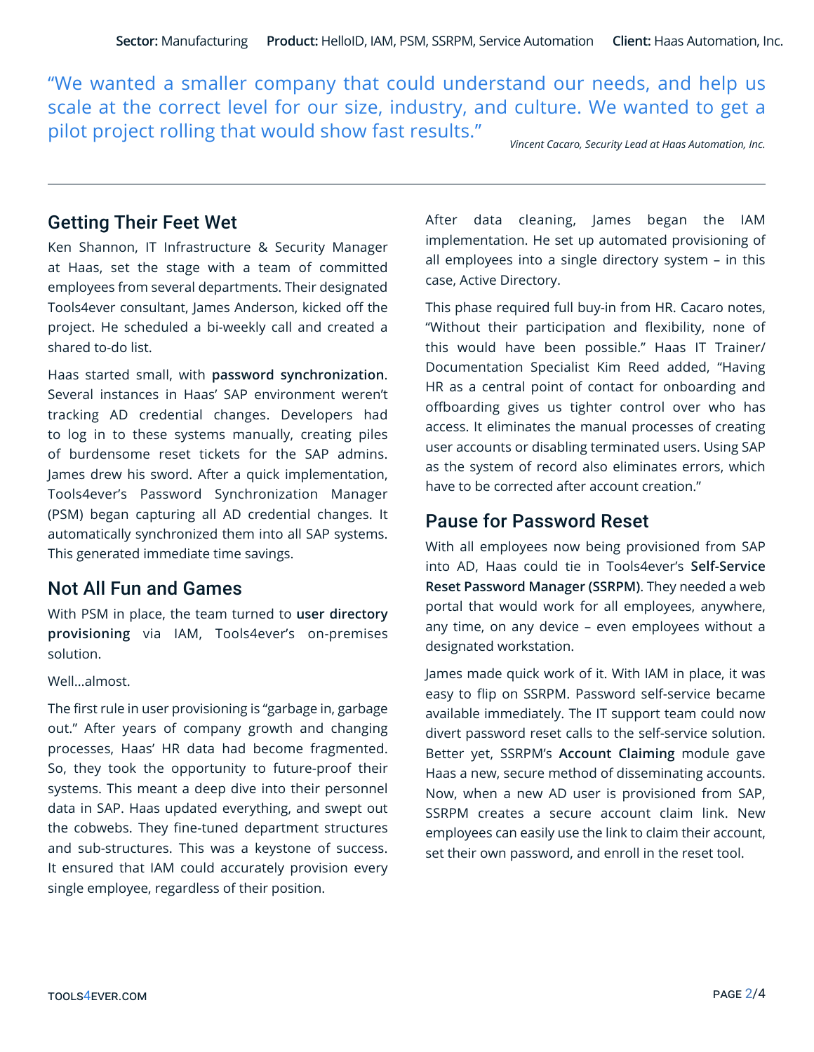**Sector:** Manufacturing **Product:** HelloID, IAM, PSM, SSRPM, Service Automation **Client:** Haas Automation, Inc.

> "We wanted a smaller company that could understand our needs, and help us scale at the correct level for our size, industry, and culture. We wanted to get a pilot project rolling that would show fast results."
>
> *Vincent Cacaro, Security Lead at Haas Automation, Inc.*

---

## Getting Their Feet Wet

Ken Shannon, IT Infrastructure & Security Manager at Haas, set the stage with a team of committed employees from several departments. Their designated Tools4ever consultant, James Anderson, kicked off the project. He scheduled a bi-weekly call and created a shared to-do list.

Haas started small, with **password synchronization**. Several instances in Haas' SAP environment weren't tracking AD credential changes. Developers had to log in to these systems manually, creating piles of burdensome reset tickets for the SAP admins. James drew his sword. After a quick implementation, Tools4ever's Password Synchronization Manager (PSM) began capturing all AD credential changes. It automatically synchronized them into all SAP systems. This generated immediate time savings.

## Not All Fun and Games

With PSM in place, the team turned to **user directory provisioning** via IAM, Tools4ever's on-premises solution.

Well…almost.

The first rule in user provisioning is "garbage in, garbage out." After years of company growth and changing processes, Haas' HR data had become fragmented. So, they took the opportunity to future-proof their systems. This meant a deep dive into their personnel data in SAP. Haas updated everything, and swept out the cobwebs. They fine-tuned department structures and sub-structures. This was a keystone of success. It ensured that IAM could accurately provision every single employee, regardless of their position.

After data cleaning, James began the IAM implementation. He set up automated provisioning of all employees into a single directory system – in this case, Active Directory.

This phase required full buy-in from HR. Cacaro notes, "Without their participation and flexibility, none of this would have been possible." Haas IT Trainer/Documentation Specialist Kim Reed added, "Having HR as a central point of contact for onboarding and offboarding gives us tighter control over who has access. It eliminates the manual processes of creating user accounts or disabling terminated users. Using SAP as the system of record also eliminates errors, which have to be corrected after account creation."

## Pause for Password Reset

With all employees now being provisioned from SAP into AD, Haas could tie in Tools4ever's **Self-Service Reset Password Manager (SSRPM)**. They needed a web portal that would work for all employees, anywhere, any time, on any device – even employees without a designated workstation.

James made quick work of it. With IAM in place, it was easy to flip on SSRPM. Password self-service became available immediately. The IT support team could now divert password reset calls to the self-service solution. Better yet, SSRPM's **Account Claiming** module gave Haas a new, secure method of disseminating accounts. Now, when a new AD user is provisioned from SAP, SSRPM creates a secure account claim link. New employees can easily use the link to claim their account, set their own password, and enroll in the reset tool.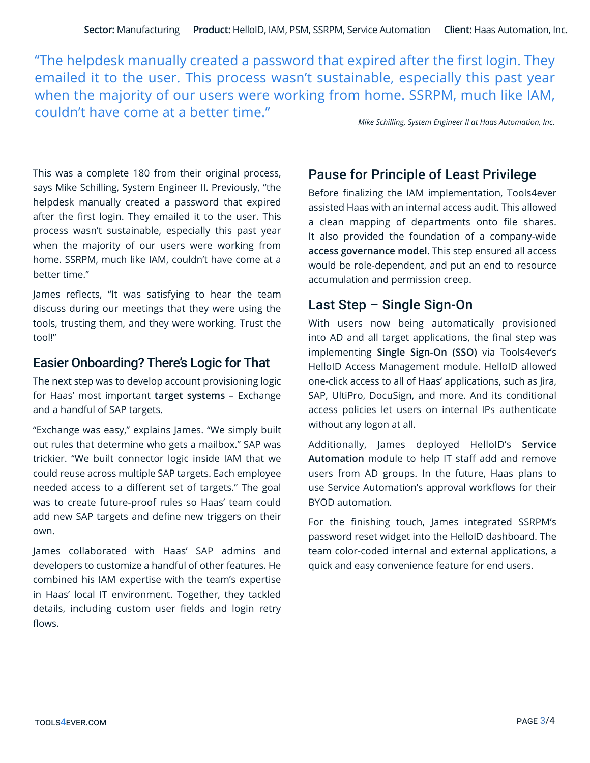**Sector:** Manufacturing **Product:** HelloID, IAM, PSM, SSRPM, Service Automation **Client:** Haas Automation, Inc.

> "The helpdesk manually created a password that expired after the first login. They emailed it to the user. This process wasn't sustainable, especially this past year when the majority of our users were working from home. SSRPM, much like IAM, couldn't have come at a better time."
>
> *Mike Schilling, System Engineer II at Haas Automation, Inc.*

---

This was a complete 180 from their original process, says Mike Schilling, System Engineer II. Previously, "the helpdesk manually created a password that expired after the first login. They emailed it to the user. This process wasn't sustainable, especially this past year when the majority of our users were working from home. SSRPM, much like IAM, couldn't have come at a better time."

James reflects, "It was satisfying to hear the team discuss during our meetings that they were using the tools, trusting them, and they were working. Trust the tool!"

## Easier Onboarding? There's Logic for That

The next step was to develop account provisioning logic for Haas' most important **target systems** – Exchange and a handful of SAP targets.

"Exchange was easy," explains James. "We simply built out rules that determine who gets a mailbox." SAP was trickier. "We built connector logic inside IAM that we could reuse across multiple SAP targets. Each employee needed access to a different set of targets." The goal was to create future-proof rules so Haas' team could add new SAP targets and define new triggers on their own.

James collaborated with Haas' SAP admins and developers to customize a handful of other features. He combined his IAM expertise with the team's expertise in Haas' local IT environment. Together, they tackled details, including custom user fields and login retry flows.

## Pause for Principle of Least Privilege

Before finalizing the IAM implementation, Tools4ever assisted Haas with an internal access audit. This allowed a clean mapping of departments onto file shares. It also provided the foundation of a company-wide **access governance model**. This step ensured all access would be role-dependent, and put an end to resource accumulation and permission creep.

## Last Step – Single Sign-On

With users now being automatically provisioned into AD and all target applications, the final step was implementing **Single Sign-On (SSO)** via Tools4ever's HelloID Access Management module. HelloID allowed one-click access to all of Haas' applications, such as Jira, SAP, UltiPro, DocuSign, and more. And its conditional access policies let users on internal IPs authenticate without any logon at all.

Additionally, James deployed HelloID's **Service Automation** module to help IT staff add and remove users from AD groups. In the future, Haas plans to use Service Automation's approval workflows for their BYOD automation.

For the finishing touch, James integrated SSRPM's password reset widget into the HelloID dashboard. The team color-coded internal and external applications, a quick and easy convenience feature for end users.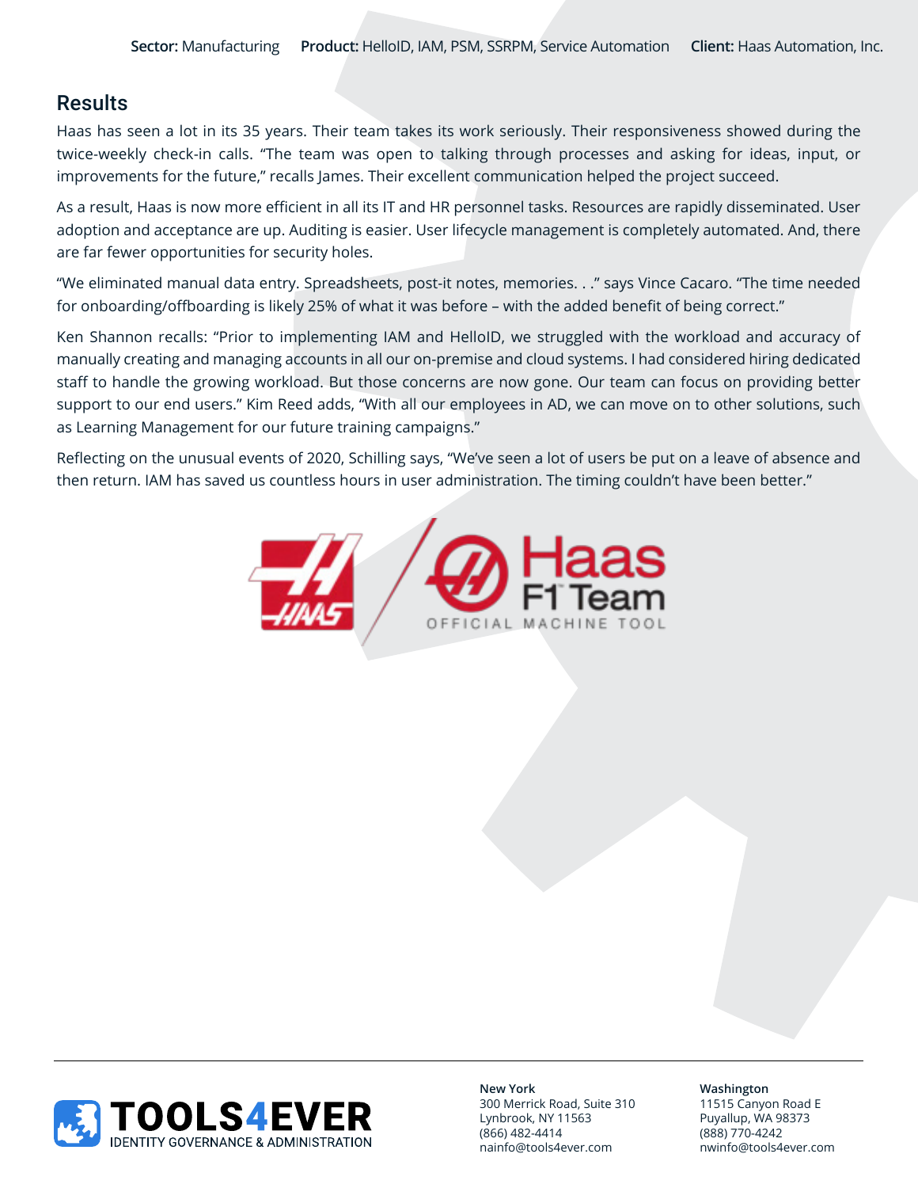**Sector:** Manufacturing **Product:** HelloID, IAM, PSM, SSRPM, Service Automation **Client:** Haas Automation, Inc.

## Results

Haas has seen a lot in its 35 years. Their team takes its work seriously. Their responsiveness showed during the twice-weekly check-in calls. "The team was open to talking through processes and asking for ideas, input, or improvements for the future," recalls James. Their excellent communication helped the project succeed.

As a result, Haas is now more efficient in all its IT and HR personnel tasks. Resources are rapidly disseminated. User adoption and acceptance are up. Auditing is easier. User lifecycle management is completely automated. And, there are far fewer opportunities for security holes.

"We eliminated manual data entry. Spreadsheets, post-it notes, memories. . ." says Vince Cacaro. "The time needed for onboarding/offboarding is likely 25% of what it was before – with the added benefit of being correct."

Ken Shannon recalls: "Prior to implementing IAM and HelloID, we struggled with the workload and accuracy of manually creating and managing accounts in all our on-premise and cloud systems. I had considered hiring dedicated staff to handle the growing workload. But those concerns are now gone. Our team can focus on providing better support to our end users." Kim Reed adds, "With all our employees in AD, we can move on to other solutions, such as Learning Management for our future training campaigns."

Reflecting on the unusual events of 2020, Schilling says, "We've seen a lot of users be put on a leave of absence and then return. IAM has saved us countless hours in user administration. The timing couldn't have been better."

HAAS | Haas F1 Team OFFICIAL MACHINE TOOL

TOOLS4EVER
IDENTITY GOVERNANCE & ADMINISTRATION

**New York**
300 Merrick Road, Suite 310
Lynbrook, NY 11563
(866) 482-4414
nainfo@tools4ever.com

**Washington**
11515 Canyon Road E
Puyallup, WA 98373
(888) 770-4242
nwinfo@tools4ever.com